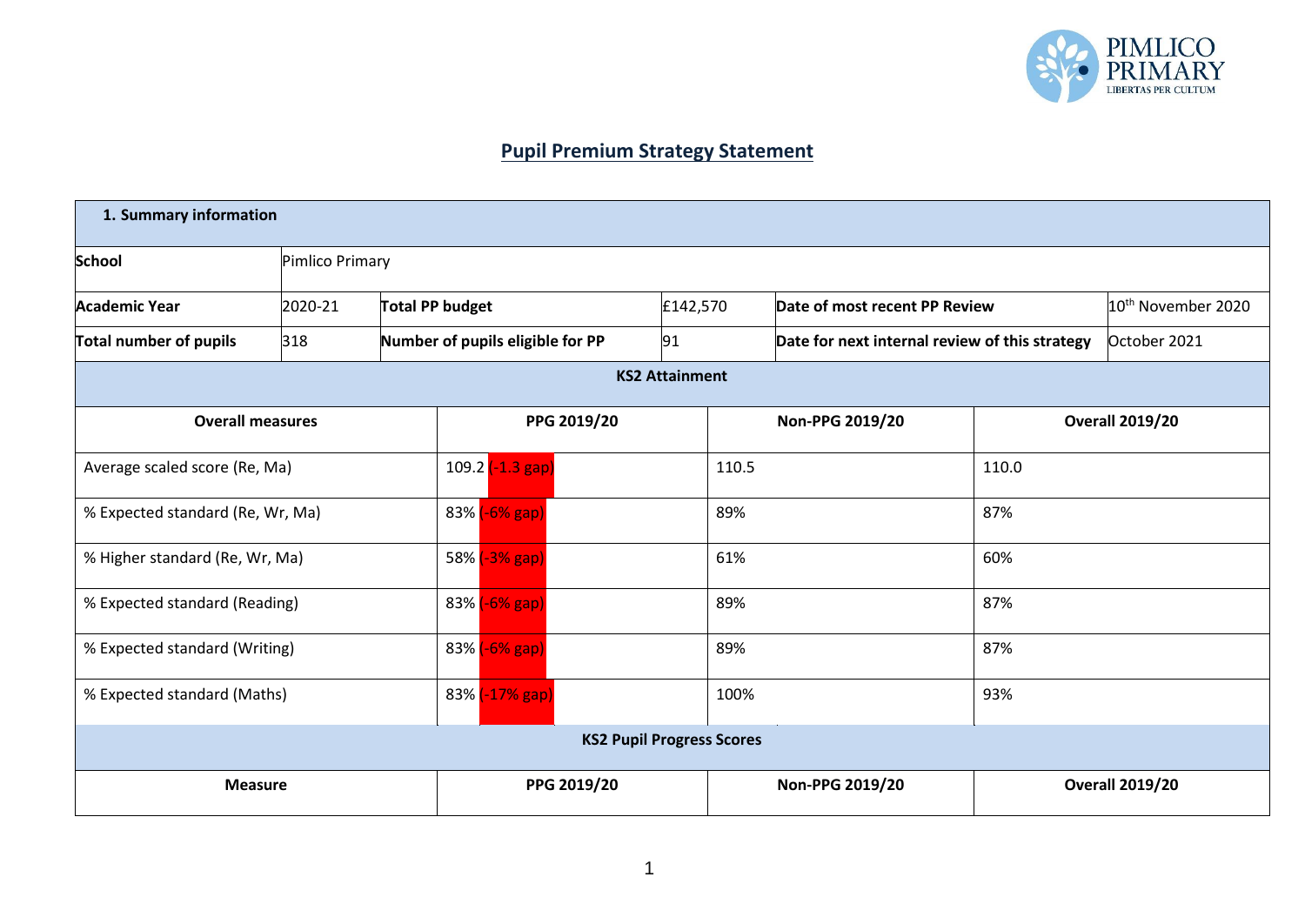# Pupil Premium Strategy Statement

| 1. Summary information | | | | | |
|---|---|---|---|---|---|
| **School** | Pimlico Primary | | | | |
| **Academic Year** | 2020-21 | **Total PP budget** | £142,570 | **Date of most recent PP Review** | 10th November 2020 |
| **Total number of pupils** | 318 | **Number of pupils eligible for PP** | 91 | **Date for next internal review of this strategy** | October 2021 |

| KS2 Attainment | | | |
|---|---|---|---|
| **Overall measures** | **PPG 2019/20** | **Non-PPG 2019/20** | **Overall 2019/20** |
| Average scaled score (Re, Ma) | 109.2 (-1.3 gap) | 110.5 | 110.0 |
| % Expected standard (Re, Wr, Ma) | 83% (-6% gap) | 89% | 87% |
| % Higher standard (Re, Wr, Ma) | 58% (-3% gap) | 61% | 60% |
| % Expected standard (Reading) | 83% (-6% gap) | 89% | 87% |
| % Expected standard (Writing) | 83% (-6% gap) | 89% | 87% |
| % Expected standard (Maths) | 83% (-17% gap) | 100% | 93% |

| KS2 Pupil Progress Scores | | | |
|---|---|---|---|
| **Measure** | **PPG 2019/20** | **Non-PPG 2019/20** | **Overall 2019/20** |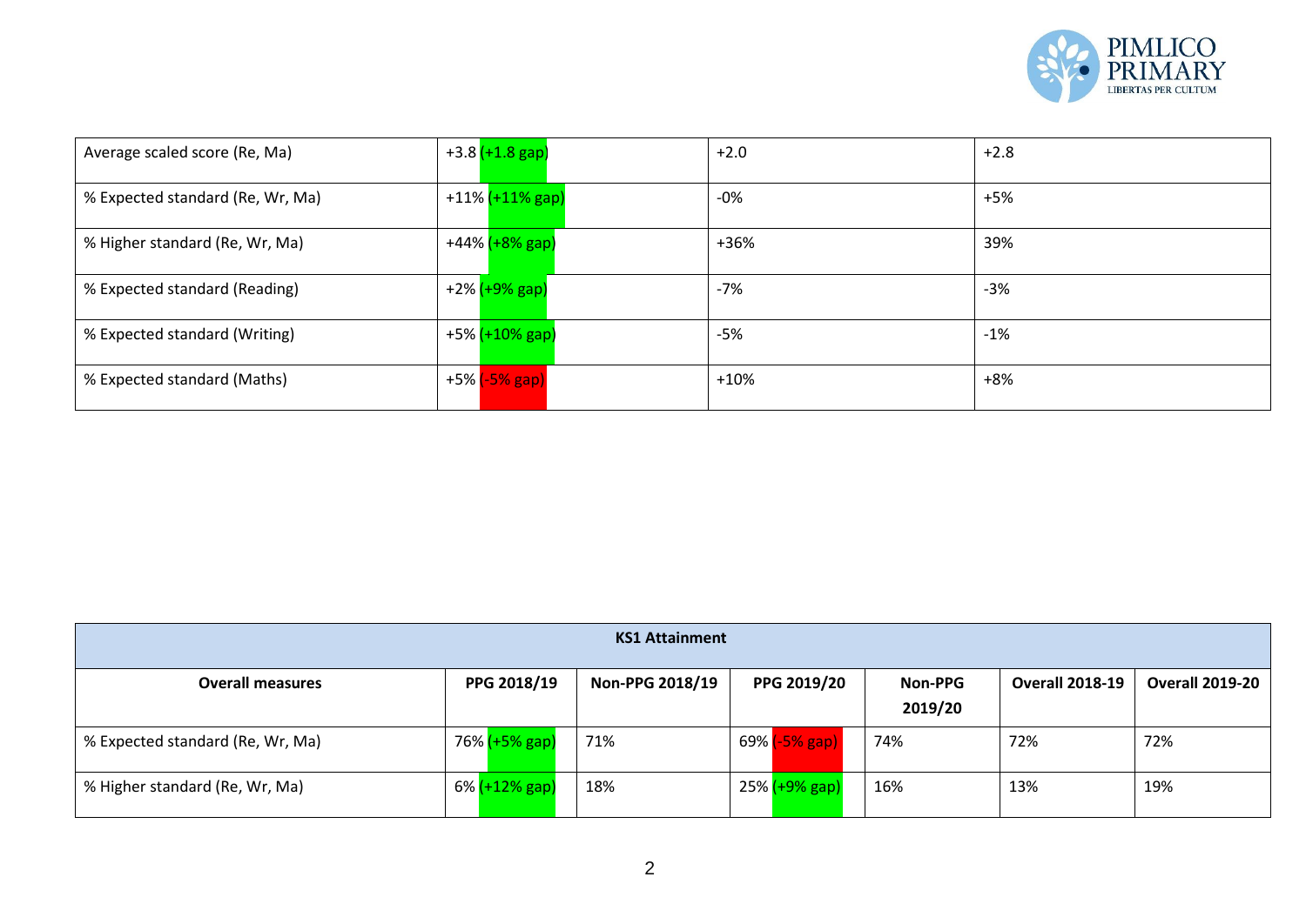| Average scaled score (Re, Ma) | +3.8 (+1.8 gap) | +2.0 | +2.8 |
|---|---|---|---|
| % Expected standard (Re, Wr, Ma) | +11% (+11% gap) | -0% | +5% |
| % Higher standard (Re, Wr, Ma) | +44% (+8% gap) | +36% | 39% |
| % Expected standard (Reading) | +2% (+9% gap) | -7% | -3% |
| % Expected standard (Writing) | +5% (+10% gap) | -5% | -1% |
| % Expected standard (Maths) | +5% (-5% gap) | +10% | +8% |

| KS1 Attainment | | | | | | |
|---|---|---|---|---|---|---|
| **Overall measures** | **PPG 2018/19** | **Non-PPG 2018/19** | **PPG 2019/20** | **Non-PPG 2019/20** | **Overall 2018-19** | **Overall 2019-20** |
| % Expected standard (Re, Wr, Ma) | 76% (+5% gap) | 71% | 69% (-5% gap) | 74% | 72% | 72% |
| % Higher standard (Re, Wr, Ma) | 6% (+12% gap) | 18% | 25% (+9% gap) | 16% | 13% | 19% |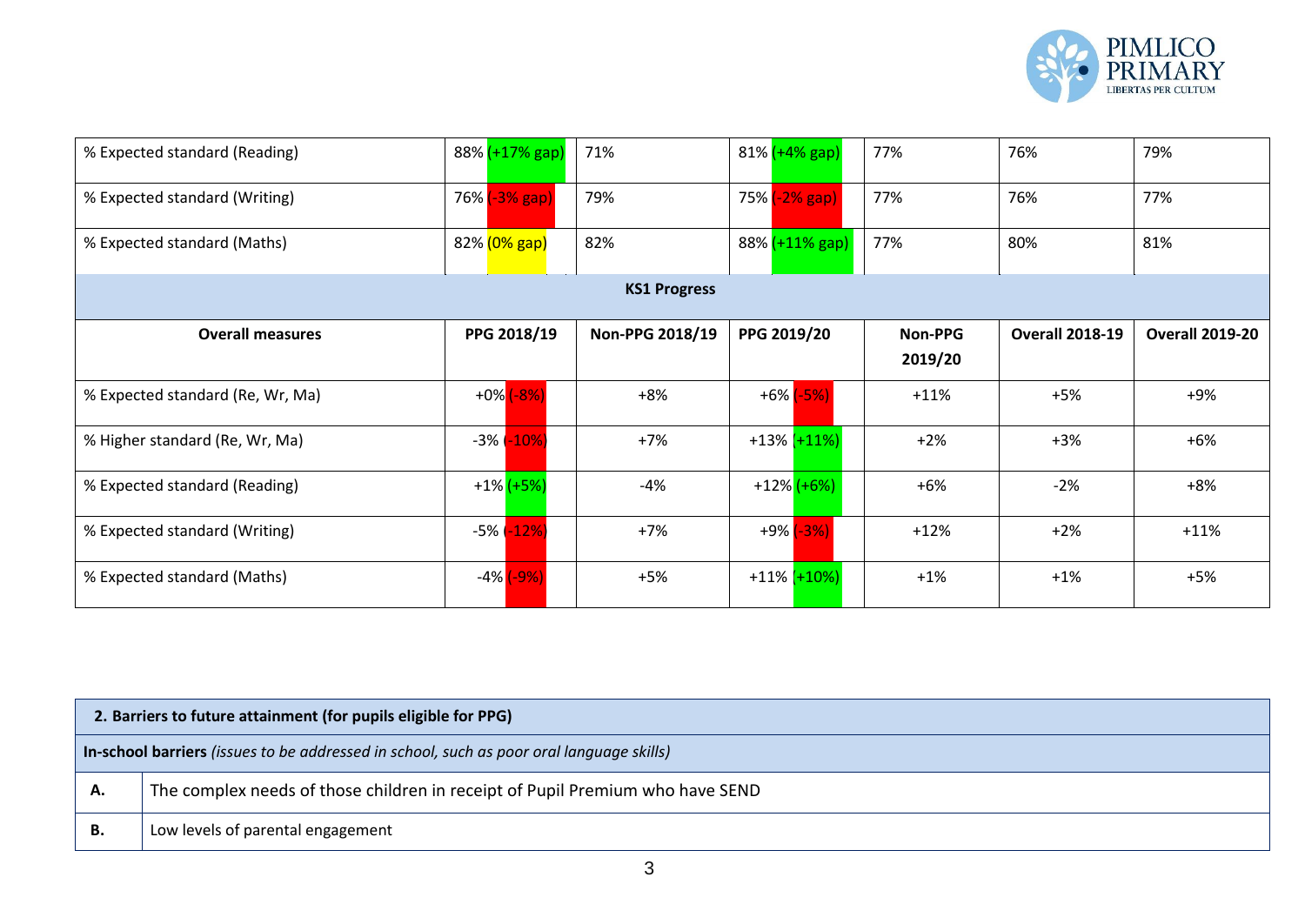| | | | | | | |
|---|---|---|---|---|---|---|
| % Expected standard (Reading) | 88% (+17% gap) | 71% | 81% (+4% gap) | 77% | 76% | 79% |
| % Expected standard (Writing) | 76% (-3% gap) | 79% | 75% (-2% gap) | 77% | 76% | 77% |
| % Expected standard (Maths) | 82% (0% gap) | 82% | 88% (+11% gap) | 77% | 80% | 81% |

**KS1 Progress**

| Overall measures | PPG 2018/19 | Non-PPG 2018/19 | PPG 2019/20 | Non-PPG 2019/20 | Overall 2018-19 | Overall 2019-20 |
|---|---|---|---|---|---|---|
| % Expected standard (Re, Wr, Ma) | +0% (-8%) | +8% | +6% (-5%) | +11% | +5% | +9% |
| % Higher standard (Re, Wr, Ma) | -3% (-10%) | +7% | +13% (+11%) | +2% | +3% | +6% |
| % Expected standard (Reading) | +1% (+5%) | -4% | +12% (+6%) | +6% | -2% | +8% |
| % Expected standard (Writing) | -5% (-12%) | +7% | +9% (-3%) | +12% | +2% | +11% |
| % Expected standard (Maths) | -4% (-9%) | +5% | +11% (+10%) | +1% | +1% | +5% |

| **2. Barriers to future attainment (for pupils eligible for PPG)** | |
|---|---|
| **In-school barriers** *(issues to be addressed in school, such as poor oral language skills)* | |
| **A.** | The complex needs of those children in receipt of Pupil Premium who have SEND |
| **B.** | Low levels of parental engagement |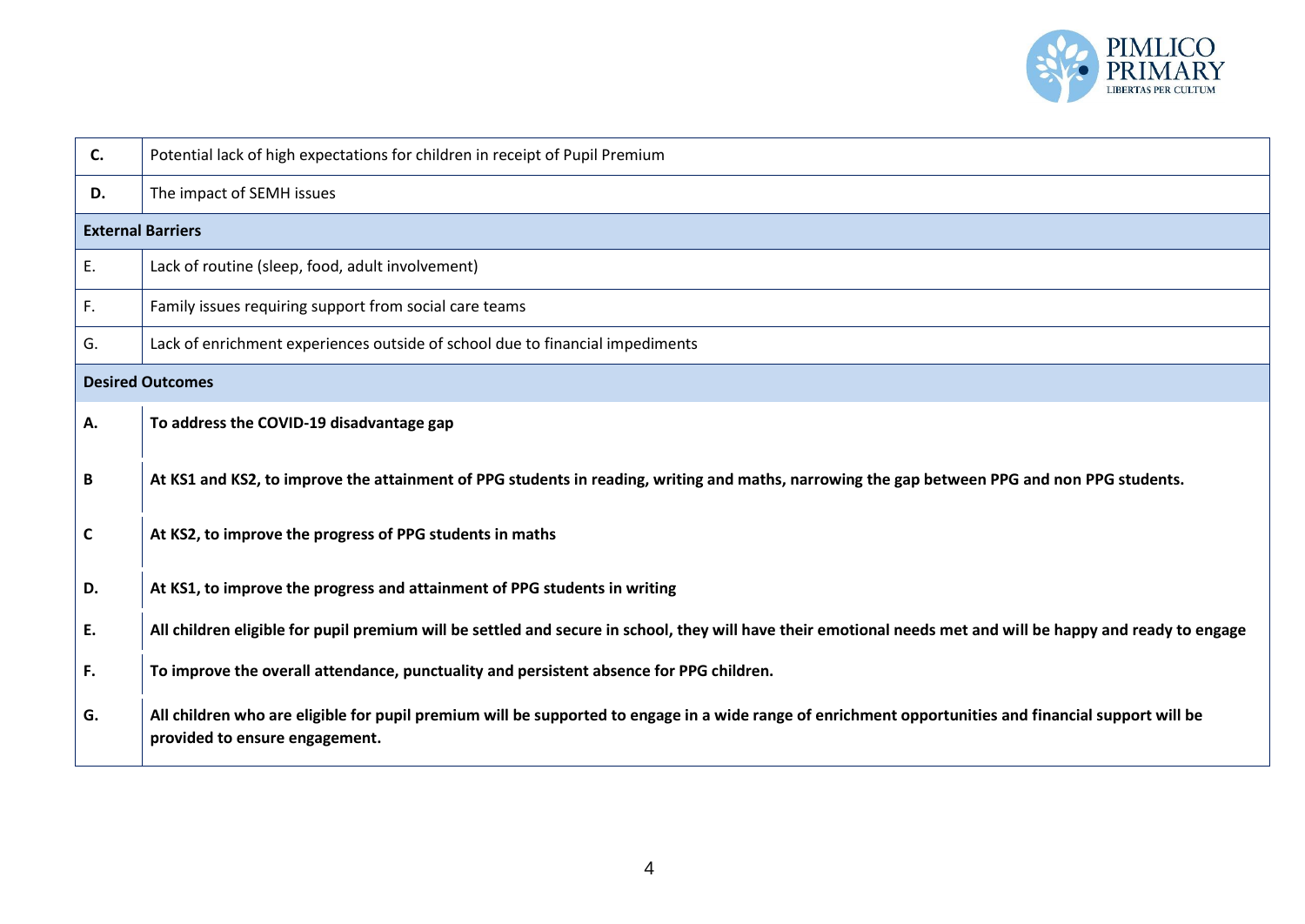| | |
|---|---|
| **C.** | Potential lack of high expectations for children in receipt of Pupil Premium |
| **D.** | The impact of SEMH issues |
| **External Barriers** | |
| E. | Lack of routine (sleep, food, adult involvement) |
| F. | Family issues requiring support from social care teams |
| G. | Lack of enrichment experiences outside of school due to financial impediments |
| **Desired Outcomes** | |
| **A.** | **To address the COVID-19 disadvantage gap** |
| **B** | **At KS1 and KS2, to improve the attainment of PPG students in reading, writing and maths, narrowing the gap between PPG and non PPG students.** |
| **C** | **At KS2, to improve the progress of PPG students in maths** |
| **D.** | **At KS1, to improve the progress and attainment of PPG students in writing** |
| **E.** | **All children eligible for pupil premium will be settled and secure in school, they will have their emotional needs met and will be happy and ready to engage** |
| **F.** | **To improve the overall attendance, punctuality and persistent absence for PPG children.** |
| **G.** | **All children who are eligible for pupil premium will be supported to engage in a wide range of enrichment opportunities and financial support will be provided to ensure engagement.** |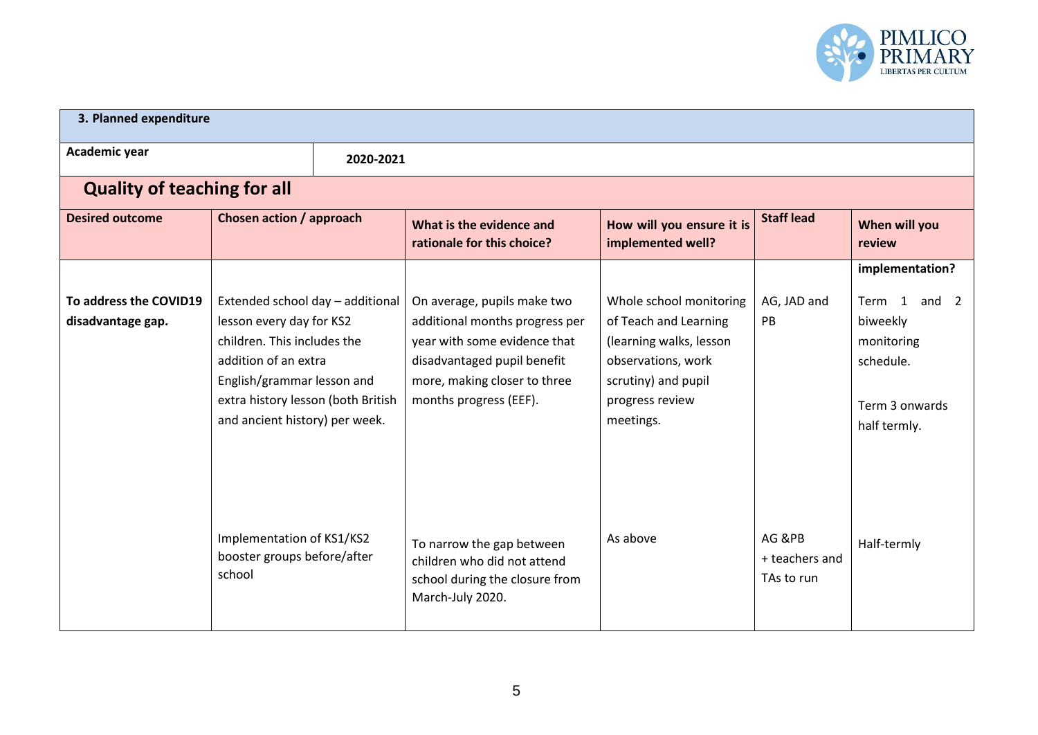| 3. Planned expenditure | | | | | |
|---|---|---|---|---|---|
| **Academic year** | **2020-2021** | | | | |
| **Quality of teaching for all** | | | | | |
| **Desired outcome** | **Chosen action / approach** | **What is the evidence and rationale for this choice?** | **How will you ensure it is implemented well?** | **Staff lead** | **When will you review implementation?** |
| **To address the COVID19 disadvantage gap.** | Extended school day – additional lesson every day for KS2 children. This includes the addition of an extra English/grammar lesson and extra history lesson (both British and ancient history) per week. | On average, pupils make two additional months progress per year with some evidence that disadvantaged pupil benefit more, making closer to three months progress (EEF). | Whole school monitoring of Teach and Learning (learning walks, lesson observations, work scrutiny) and pupil progress review meetings. | AG, JAD and PB | Term 1 and 2 biweekly monitoring schedule.<br><br>Term 3 onwards half termly. |
| | Implementation of KS1/KS2 booster groups before/after school | To narrow the gap between children who did not attend school during the closure from March-July 2020. | As above | AG &PB + teachers and TAs to run | Half-termly |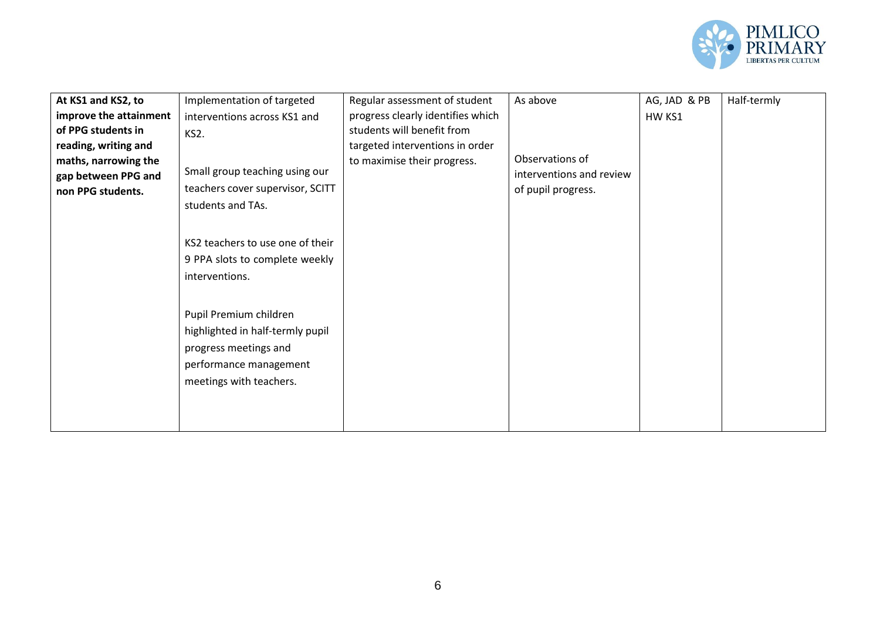| | | | | | |
|---|---|---|---|---|---|
| **At KS1 and KS2, to improve the attainment of PPG students in reading, writing and maths, narrowing the gap between PPG and non PPG students.** | Implementation of targeted interventions across KS1 and KS2.<br><br>Small group teaching using our teachers cover supervisor, SCITT students and TAs.<br><br>KS2 teachers to use one of their 9 PPA slots to complete weekly interventions.<br><br>Pupil Premium children highlighted in half-termly pupil progress meetings and performance management meetings with teachers. | Regular assessment of student progress clearly identifies which students will benefit from targeted interventions in order to maximise their progress. | As above<br><br>Observations of interventions and review of pupil progress. | AG, JAD & PB<br>HW KS1 | Half-termly |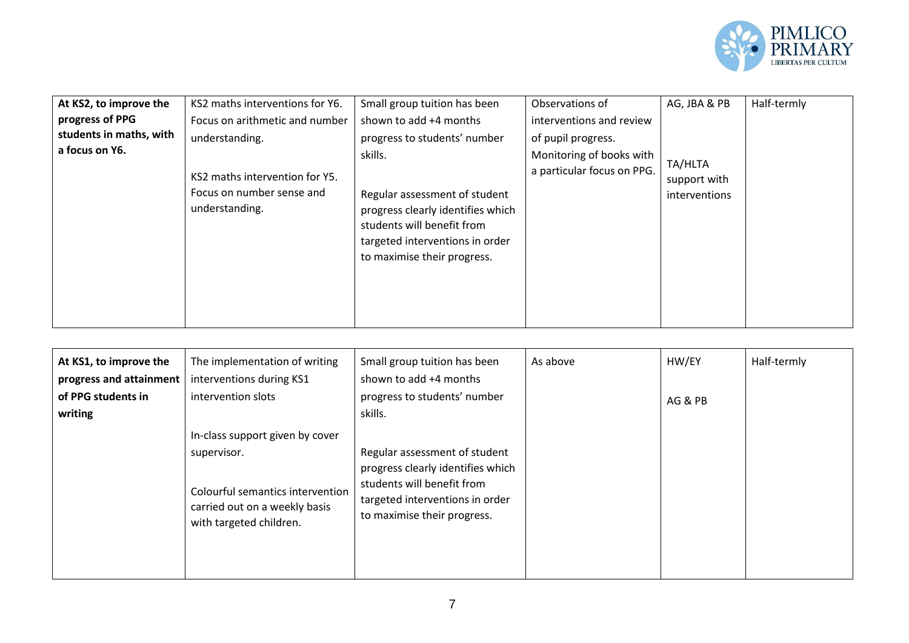| | | | | | |
|---|---|---|---|---|---|
| **At KS2, to improve the progress of PPG students in maths, with a focus on Y6.** | KS2 maths interventions for Y6. Focus on arithmetic and number understanding.<br><br>KS2 maths intervention for Y5. Focus on number sense and understanding. | Small group tuition has been shown to add +4 months progress to students' number skills.<br><br>Regular assessment of student progress clearly identifies which students will benefit from targeted interventions in order to maximise their progress. | Observations of interventions and review of pupil progress. Monitoring of books with a particular focus on PPG. | AG, JBA & PB<br><br>TA/HLTA support with interventions | Half-termly |

| | | | | | |
|---|---|---|---|---|---|
| **At KS1, to improve the progress and attainment of PPG students in writing** | The implementation of writing interventions during KS1 intervention slots<br><br>In-class support given by cover supervisor.<br><br>Colourful semantics intervention carried out on a weekly basis with targeted children. | Small group tuition has been shown to add +4 months progress to students' number skills.<br><br>Regular assessment of student progress clearly identifies which students will benefit from targeted interventions in order to maximise their progress. | As above | HW/EY<br><br>AG & PB | Half-termly |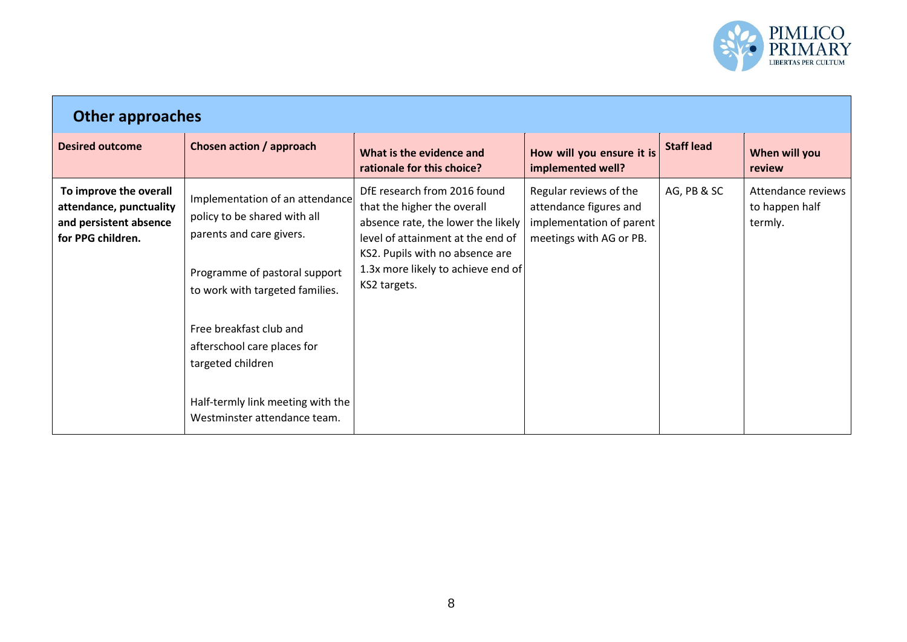## Other approaches

| Desired outcome | Chosen action / approach | What is the evidence and rationale for this choice? | How will you ensure it is implemented well? | Staff lead | When will you review |
|---|---|---|---|---|---|
| **To improve the overall attendance, punctuality and persistent absence for PPG children.** | Implementation of an attendance policy to be shared with all parents and care givers.<br><br>Programme of pastoral support to work with targeted families.<br><br>Free breakfast club and afterschool care places for targeted children<br><br>Half-termly link meeting with the Westminster attendance team. | DfE research from 2016 found that the higher the overall absence rate, the lower the likely level of attainment at the end of KS2. Pupils with no absence are 1.3x more likely to achieve end of KS2 targets. | Regular reviews of the attendance figures and implementation of parent meetings with AG or PB. | AG, PB & SC | Attendance reviews to happen half termly. |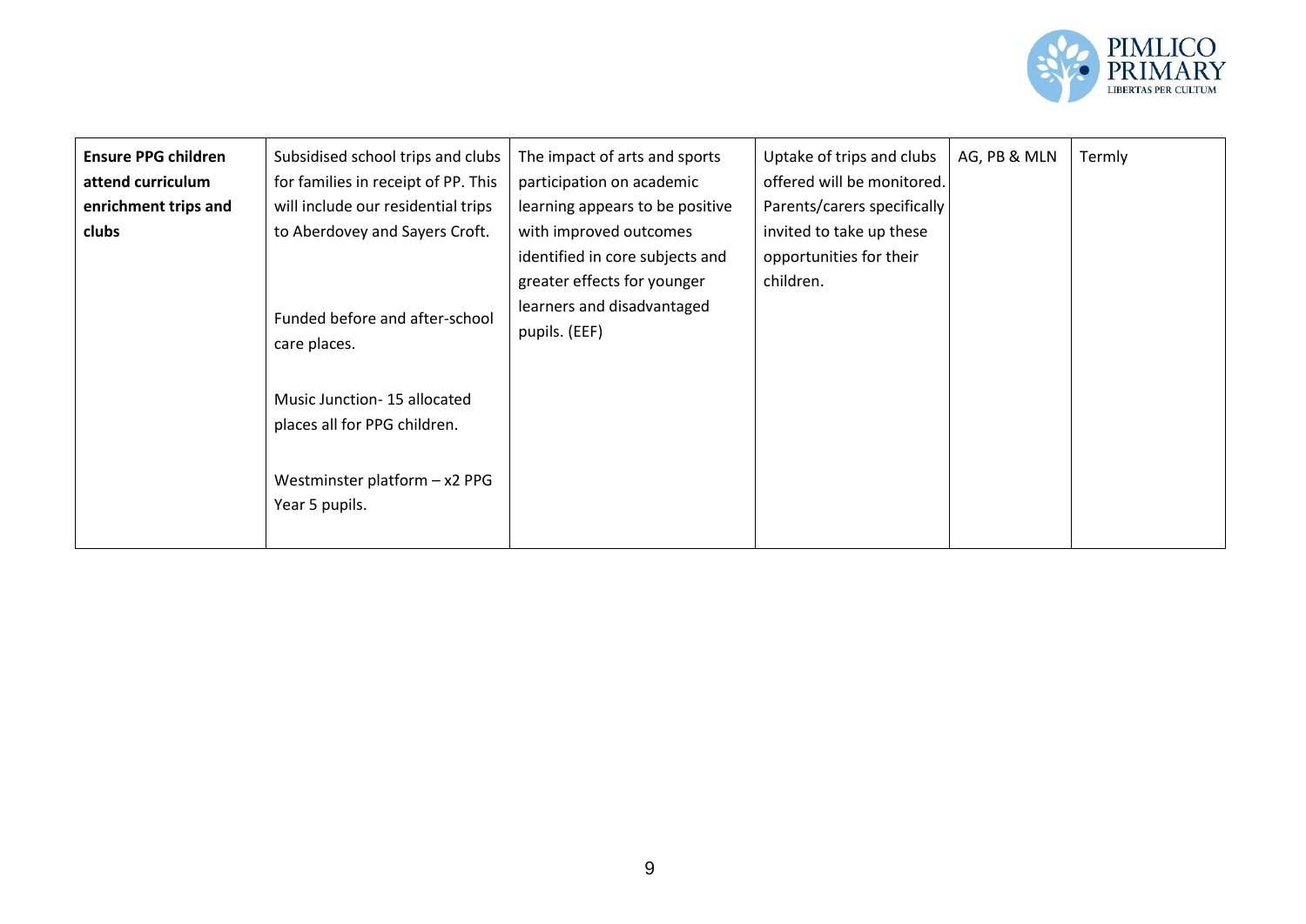| **Ensure PPG children attend curriculum enrichment trips and clubs** | Subsidised school trips and clubs for families in receipt of PP. This will include our residential trips to Aberdovey and Sayers Croft.<br><br>Funded before and after-school care places.<br><br>Music Junction- 15 allocated places all for PPG children.<br><br>Westminster platform – x2 PPG Year 5 pupils. | The impact of arts and sports participation on academic learning appears to be positive with improved outcomes identified in core subjects and greater effects for younger learners and disadvantaged pupils. (EEF) | Uptake of trips and clubs offered will be monitored. Parents/carers specifically invited to take up these opportunities for their children. | AG, PB & MLN | Termly |
|---|---|---|---|---|---|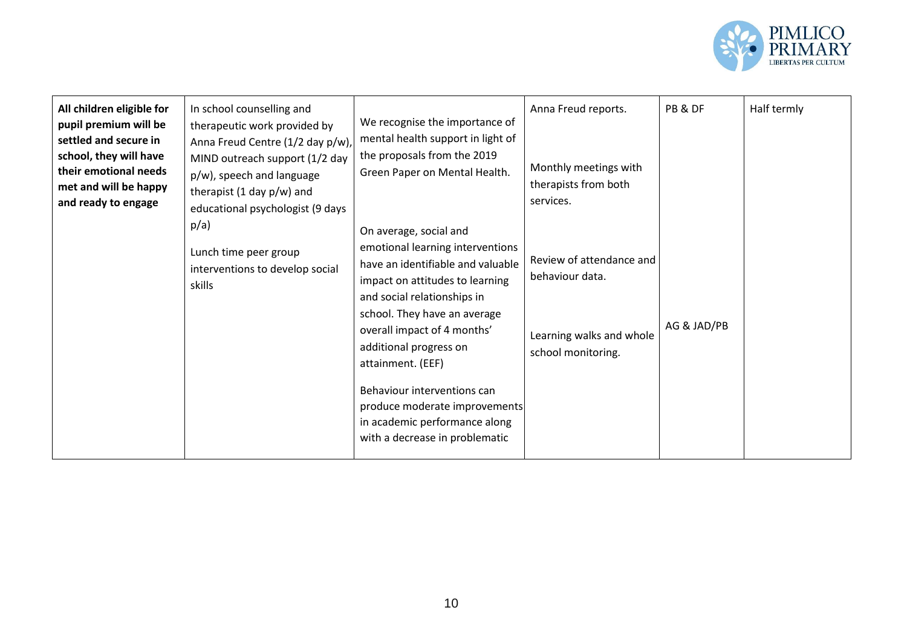| | | | | | |
|---|---|---|---|---|---|
| **All children eligible for pupil premium will be settled and secure in school, they will have their emotional needs met and will be happy and ready to engage** | In school counselling and therapeutic work provided by Anna Freud Centre (1/2 day p/w), MIND outreach support (1/2 day p/w), speech and language therapist (1 day p/w) and educational psychologist (9 days p/a)<br><br>Lunch time peer group interventions to develop social skills | We recognise the importance of mental health support in light of the proposals from the 2019 Green Paper on Mental Health.<br><br>On average, social and emotional learning interventions have an identifiable and valuable impact on attitudes to learning and social relationships in school. They have an average overall impact of 4 months' additional progress on attainment. (EEF)<br><br>Behaviour interventions can produce moderate improvements in academic performance along with a decrease in problematic | Anna Freud reports.<br><br>Monthly meetings with therapists from both services.<br><br>Review of attendance and behaviour data.<br><br>Learning walks and whole school monitoring. | PB & DF<br><br>AG & JAD/PB | Half termly |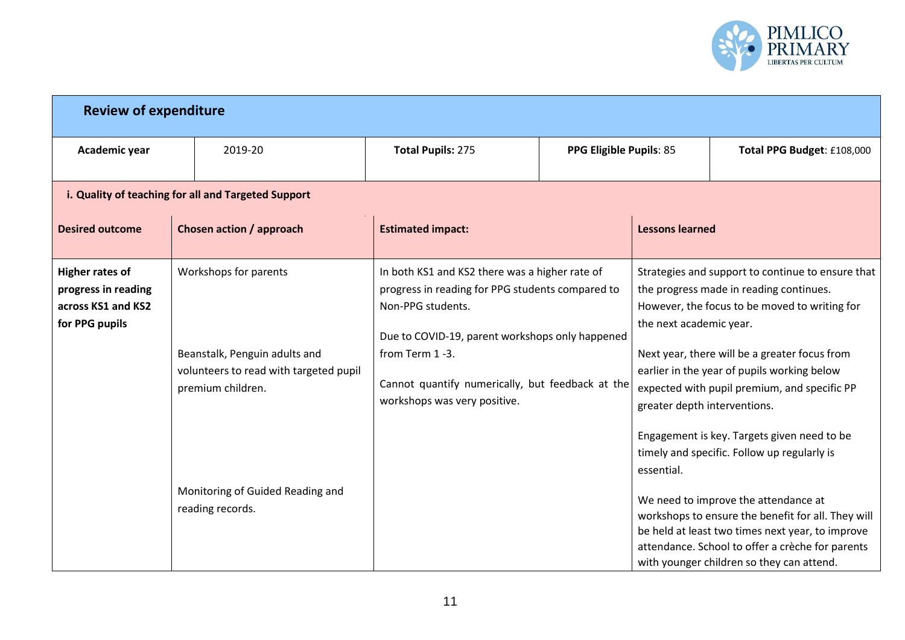## Review of expenditure

| Academic year | 2019-20 | Total Pupils: 275 | PPG Eligible Pupils: 85 | Total PPG Budget: £108,000 |
|---|---|---|---|---|

### i. Quality of teaching for all and Targeted Support

| Desired outcome | Chosen action / approach | Estimated impact: | Lessons learned |
|---|---|---|---|
| **Higher rates of progress in reading across KS1 and KS2 for PPG pupils** | Workshops for parents<br><br>Beanstalk, Penguin adults and volunteers to read with targeted pupil premium children.<br><br>Monitoring of Guided Reading and reading records. | In both KS1 and KS2 there was a higher rate of progress in reading for PPG students compared to Non-PPG students.<br><br>Due to COVID-19, parent workshops only happened from Term 1 -3.<br><br>Cannot quantify numerically, but feedback at the workshops was very positive. | Strategies and support to continue to ensure that the progress made in reading continues. However, the focus to be moved to writing for the next academic year.<br><br>Next year, there will be a greater focus from earlier in the year of pupils working below expected with pupil premium, and specific PP greater depth interventions.<br><br>Engagement is key. Targets given need to be timely and specific. Follow up regularly is essential.<br><br>We need to improve the attendance at workshops to ensure the benefit for all. They will be held at least two times next year, to improve attendance. School to offer a crèche for parents with younger children so they can attend. |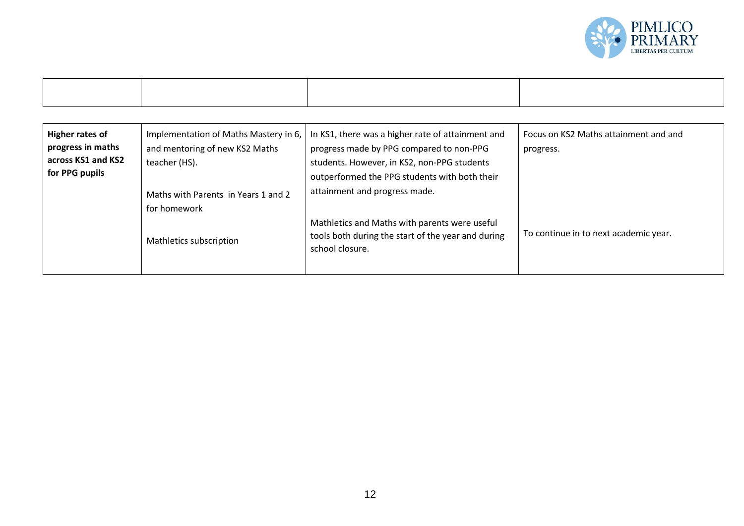| | | | |
|---|---|---|---|
| **Higher rates of progress in maths across KS1 and KS2 for PPG pupils** | Implementation of Maths Mastery in 6, and mentoring of new KS2 Maths teacher (HS).<br><br>Maths with Parents in Years 1 and 2 for homework<br><br>Mathletics subscription | In KS1, there was a higher rate of attainment and progress made by PPG compared to non-PPG students. However, in KS2, non-PPG students outperformed the PPG students with both their attainment and progress made.<br><br>Mathletics and Maths with parents were useful tools both during the start of the year and during school closure. | Focus on KS2 Maths attainment and and progress.<br><br>To continue in to next academic year. |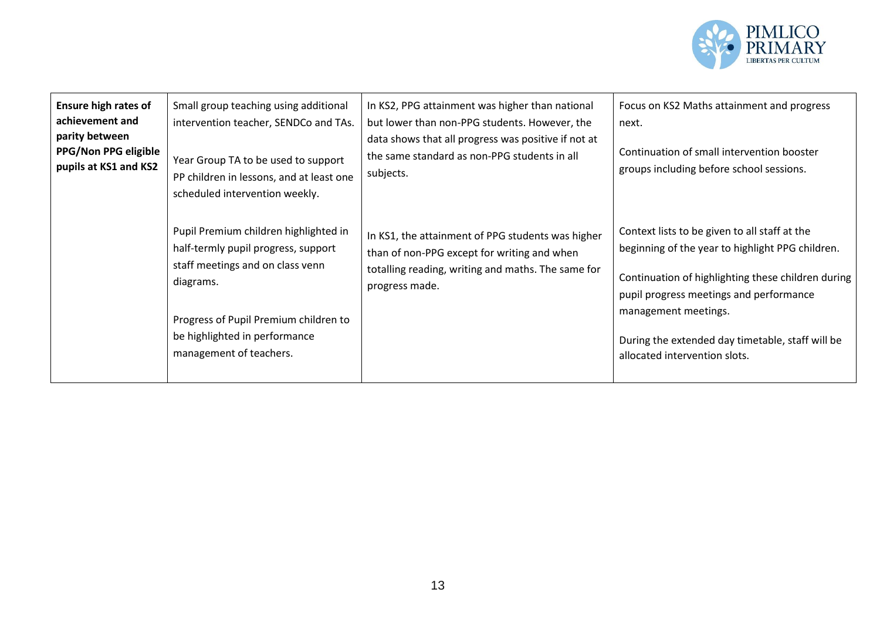| | | | |
|---|---|---|---|
| **Ensure high rates of achievement and parity between PPG/Non PPG eligible pupils at KS1 and KS2** | Small group teaching using additional intervention teacher, SENDCo and TAs.<br><br>Year Group TA to be used to support PP children in lessons, and at least one scheduled intervention weekly.<br><br>Pupil Premium children highlighted in half-termly pupil progress, support staff meetings and on class venn diagrams.<br><br>Progress of Pupil Premium children to be highlighted in performance management of teachers. | In KS2, PPG attainment was higher than national but lower than non-PPG students. However, the data shows that all progress was positive if not at the same standard as non-PPG students in all subjects.<br><br>In KS1, the attainment of PPG students was higher than of non-PPG except for writing and when totalling reading, writing and maths. The same for progress made. | Focus on KS2 Maths attainment and progress next.<br><br>Continuation of small intervention booster groups including before school sessions.<br><br>Context lists to be given to all staff at the beginning of the year to highlight PPG children.<br><br>Continuation of highlighting these children during pupil progress meetings and performance management meetings.<br><br>During the extended day timetable, staff will be allocated intervention slots. |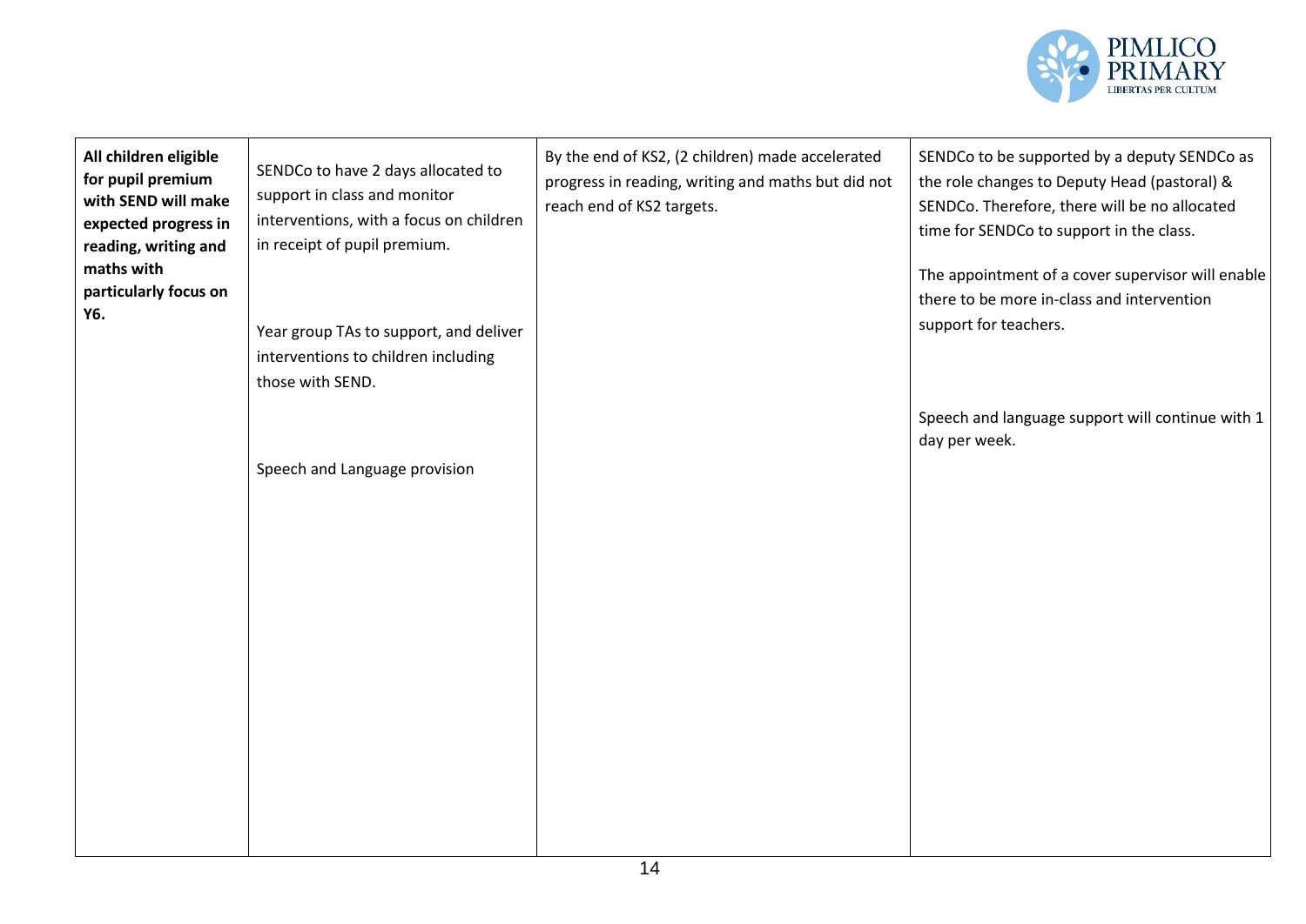| | | | |
|---|---|---|---|
| **All children eligible for pupil premium with SEND will make expected progress in reading, writing and maths with particularly focus on Y6.** | SENDCo to have 2 days allocated to support in class and monitor interventions, with a focus on children in receipt of pupil premium.<br><br>Year group TAs to support, and deliver interventions to children including those with SEND.<br><br>Speech and Language provision | By the end of KS2, (2 children) made accelerated progress in reading, writing and maths but did not reach end of KS2 targets. | SENDCo to be supported by a deputy SENDCo as the role changes to Deputy Head (pastoral) & SENDCo. Therefore, there will be no allocated time for SENDCo to support in the class.<br><br>The appointment of a cover supervisor will enable there to be more in-class and intervention support for teachers.<br><br>Speech and language support will continue with 1 day per week. |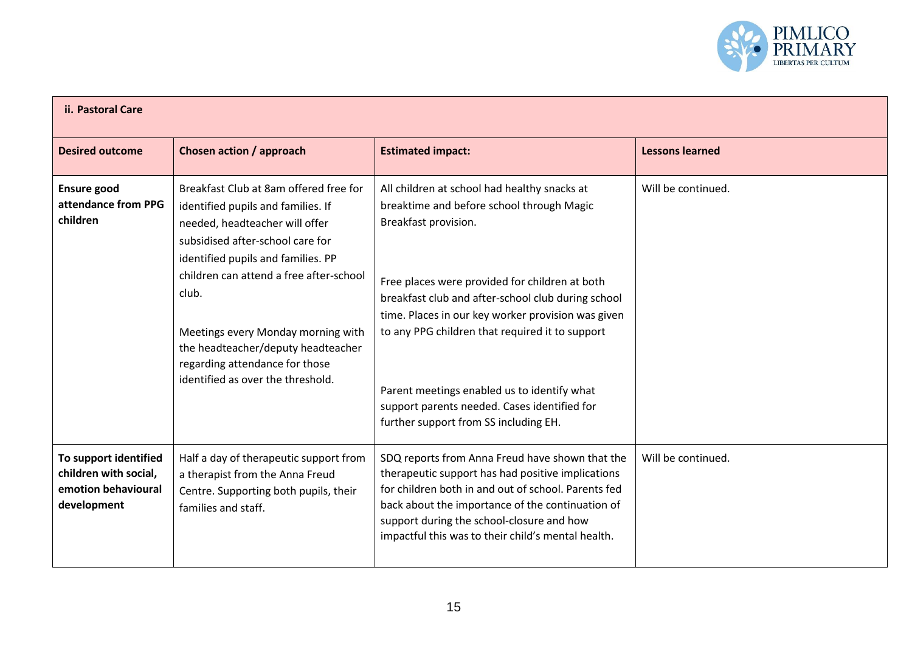| ii. Pastoral Care | | | |
|---|---|---|---|
| **Desired outcome** | **Chosen action / approach** | **Estimated impact:** | **Lessons learned** |
| **Ensure good attendance from PPG children** | Breakfast Club at 8am offered free for identified pupils and families. If needed, headteacher will offer subsidised after-school care for identified pupils and families. PP children can attend a free after-school club.<br><br>Meetings every Monday morning with the headteacher/deputy headteacher regarding attendance for those identified as over the threshold. | All children at school had healthy snacks at breaktime and before school through Magic Breakfast provision.<br><br>Free places were provided for children at both breakfast club and after-school club during school time. Places in our key worker provision was given to any PPG children that required it to support<br><br>Parent meetings enabled us to identify what support parents needed. Cases identified for further support from SS including EH. | Will be continued. |
| **To support identified children with social, emotion behavioural development** | Half a day of therapeutic support from a therapist from the Anna Freud Centre. Supporting both pupils, their families and staff. | SDQ reports from Anna Freud have shown that the therapeutic support has had positive implications for children both in and out of school. Parents fed back about the importance of the continuation of support during the school-closure and how impactful this was to their child's mental health. | Will be continued. |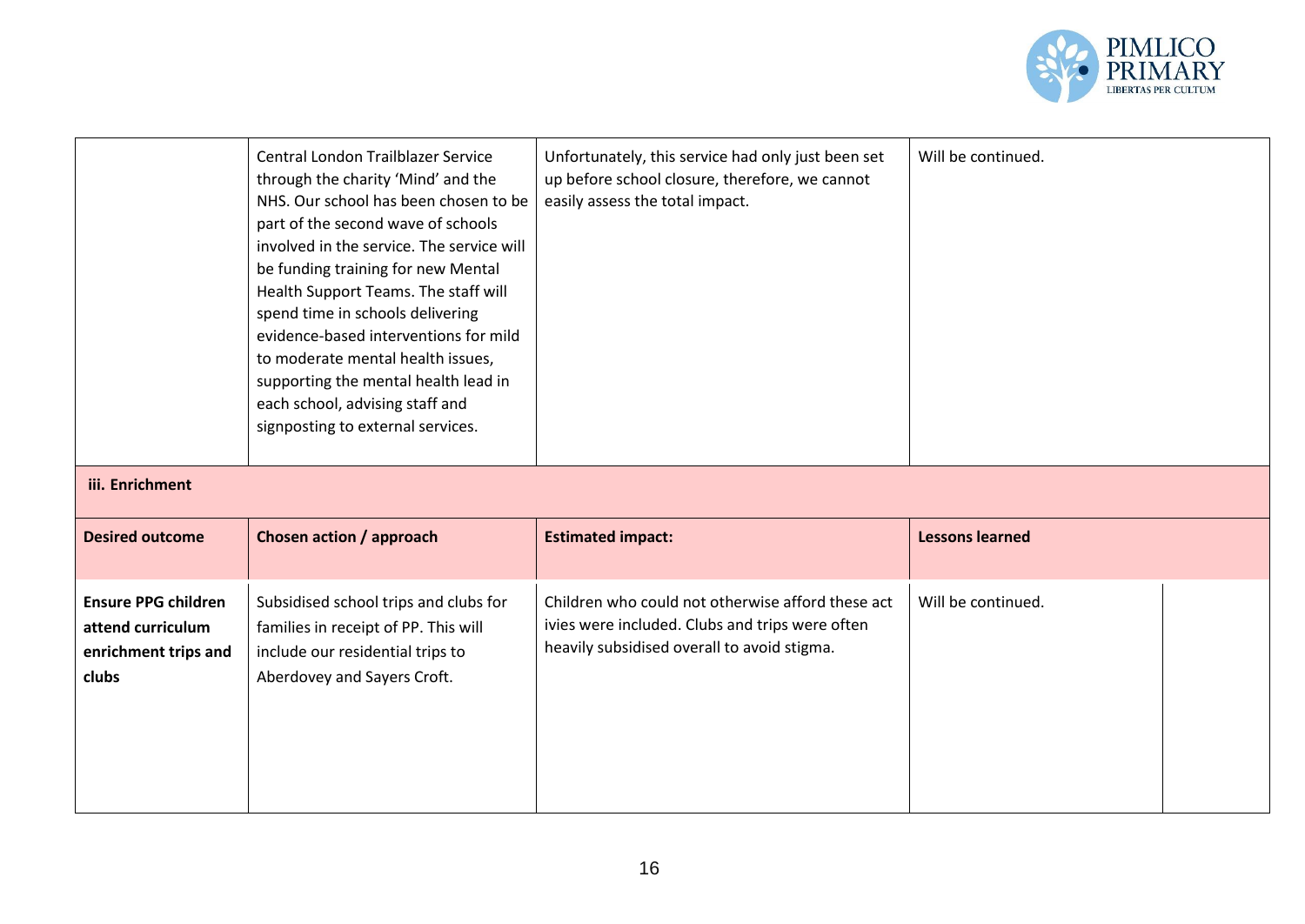| | | | |
|---|---|---|---|
| | Central London Trailblazer Service through the charity 'Mind' and the NHS. Our school has been chosen to be part of the second wave of schools involved in the service. The service will be funding training for new Mental Health Support Teams. The staff will spend time in schools delivering evidence-based interventions for mild to moderate mental health issues, supporting the mental health lead in each school, advising staff and signposting to external services. | Unfortunately, this service had only just been set up before school closure, therefore, we cannot easily assess the total impact. | Will be continued. |

**iii. Enrichment**

| Desired outcome | Chosen action / approach | Estimated impact: | Lessons learned | |
|---|---|---|---|---|
| **Ensure PPG children attend curriculum enrichment trips and clubs** | Subsidised school trips and clubs for families in receipt of PP. This will include our residential trips to Aberdovey and Sayers Croft. | Children who could not otherwise afford these act ivies were included. Clubs and trips were often heavily subsidised overall to avoid stigma. | Will be continued. | |